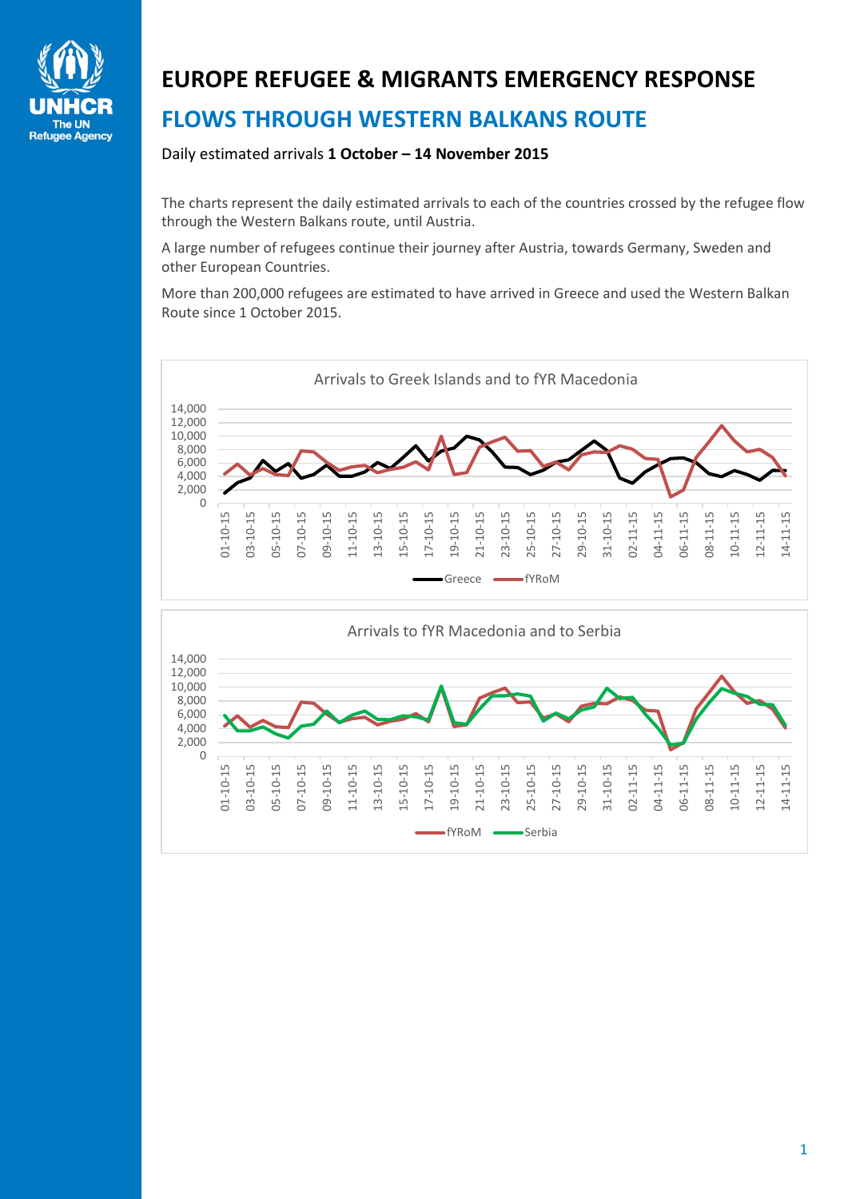# EUROPE REFUGEE & MIGRANTS EMERGENCY RESPONSE

## FLOWS THROUGH WESTERN BALKANS ROUTE

Daily estimated arrivals **1 October – 14 November 2015**

The charts represent the daily estimated arrivals to each of the countries crossed by the refugee flow through the Western Balkans route, until Austria.

A large number of refugees continue their journey after Austria, towards Germany, Sweden and other European Countries.

More than 200,000 refugees are estimated to have arrived in Greece and used the Western Balkan Route since 1 October 2015.

Arrivals to Greek Islands and to fYR Macedonia

Arrivals to fYR Macedonia and to Serbia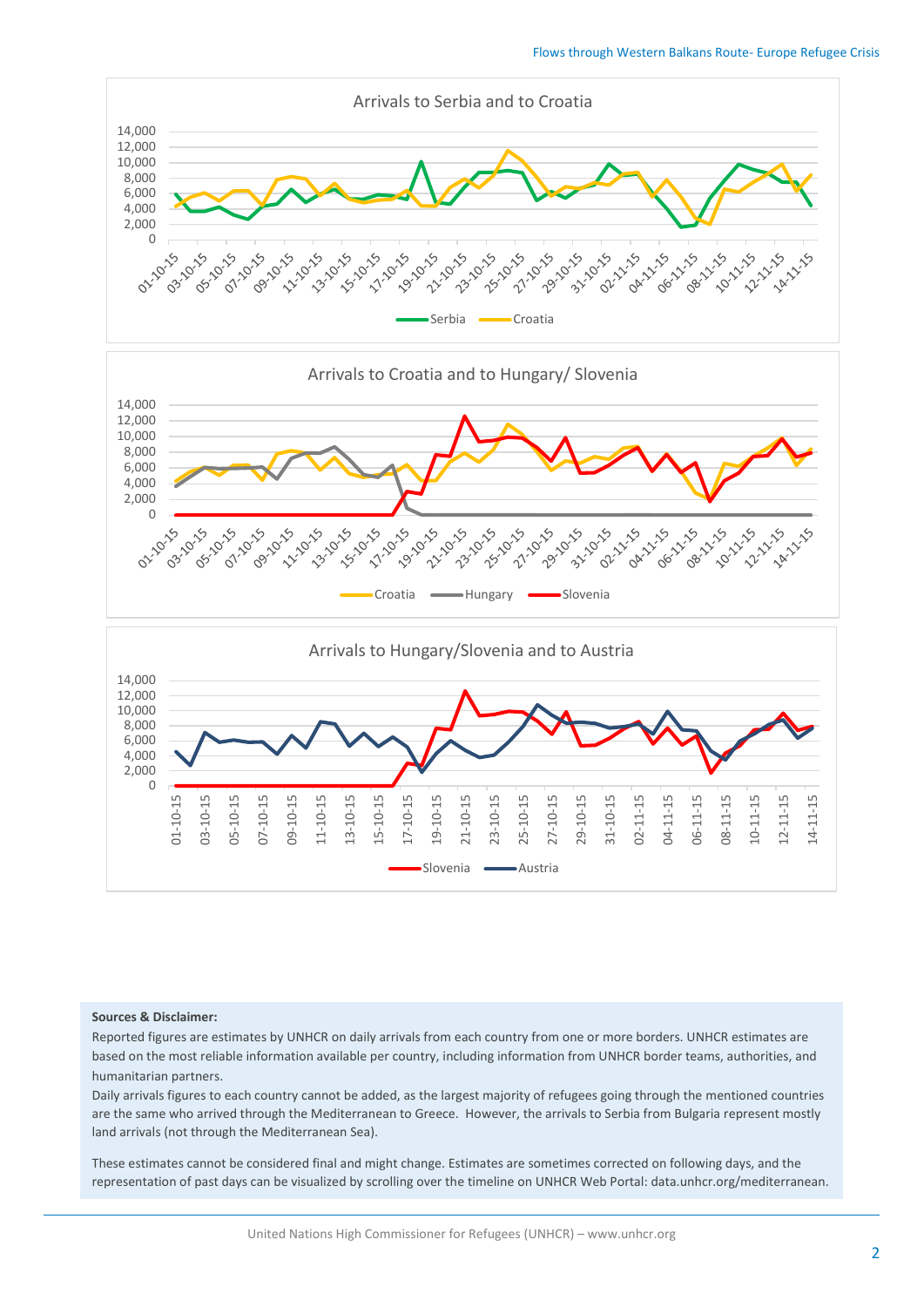Arrivals to Serbia and to Croatia

14,000
12,000
10,000
8,000
6,000
4,000
2,000
0

01-10-15 03-10-15 05-10-15 07-10-15 09-10-15 11-10-15 13-10-15 15-10-15 17-10-15 19-10-15 21-10-15 23-10-15 25-10-15 27-10-15 29-10-15 31-10-15 02-11-15 04-11-15 06-11-15 08-11-15 10-11-15 12-11-15 14-11-15

Serbia Croatia

Arrivals to Croatia and to Hungary/ Slovenia

14,000
12,000
10,000
8,000
6,000
4,000
2,000
0

01-10-15 03-10-15 05-10-15 07-10-15 09-10-15 11-10-15 13-10-15 15-10-15 17-10-15 19-10-15 21-10-15 23-10-15 25-10-15 27-10-15 29-10-15 31-10-15 02-11-15 04-11-15 06-11-15 08-11-15 10-11-15 12-11-15 14-11-15

Croatia Hungary Slovenia

Arrivals to Hungary/Slovenia and to Austria

14,000
12,000
10,000
8,000
6,000
4,000
2,000
0

01-10-15 03-10-15 05-10-15 07-10-15 09-10-15 11-10-15 13-10-15 15-10-15 17-10-15 19-10-15 21-10-15 23-10-15 25-10-15 27-10-15 29-10-15 31-10-15 02-11-15 04-11-15 06-11-15 08-11-15 10-11-15 12-11-15 14-11-15

Slovenia Austria

**Sources & Disclaimer:**

Reported figures are estimates by UNHCR on daily arrivals from each country from one or more borders. UNHCR estimates are based on the most reliable information available per country, including information from UNHCR border teams, authorities, and humanitarian partners.

Daily arrivals figures to each country cannot be added, as the largest majority of refugees going through the mentioned countries are the same who arrived through the Mediterranean to Greece. However, the arrivals to Serbia from Bulgaria represent mostly land arrivals (not through the Mediterranean Sea).

These estimates cannot be considered final and might change. Estimates are sometimes corrected on following days, and the representation of past days can be visualized by scrolling over the timeline on UNHCR Web Portal: data.unhcr.org/mediterranean.